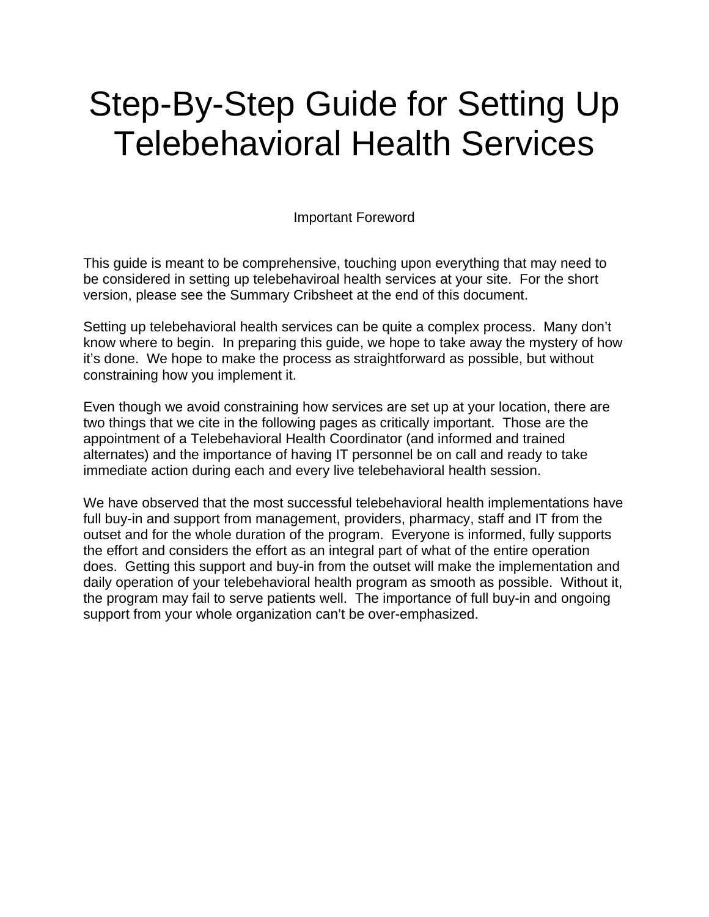# Step-By-Step Guide for Setting Up Telebehavioral Health Services

## Important Foreword

This guide is meant to be comprehensive, touching upon everything that may need to be considered in setting up telebehaviroal health services at your site. For the short version, please see the Summary Cribsheet at the end of this document.

Setting up telebehavioral health services can be quite a complex process. Many don't know where to begin. In preparing this guide, we hope to take away the mystery of how it's done. We hope to make the process as straightforward as possible, but without constraining how you implement it.

Even though we avoid constraining how services are set up at your location, there are two things that we cite in the following pages as critically important. Those are the appointment of a Telebehavioral Health Coordinator (and informed and trained alternates) and the importance of having IT personnel be on call and ready to take immediate action during each and every live telebehavioral health session.

We have observed that the most successful telebehavioral health implementations have full buy-in and support from management, providers, pharmacy, staff and IT from the outset and for the whole duration of the program. Everyone is informed, fully supports the effort and considers the effort as an integral part of what of the entire operation does. Getting this support and buy-in from the outset will make the implementation and daily operation of your telebehavioral health program as smooth as possible. Without it, the program may fail to serve patients well. The importance of full buy-in and ongoing support from your whole organization can't be over-emphasized.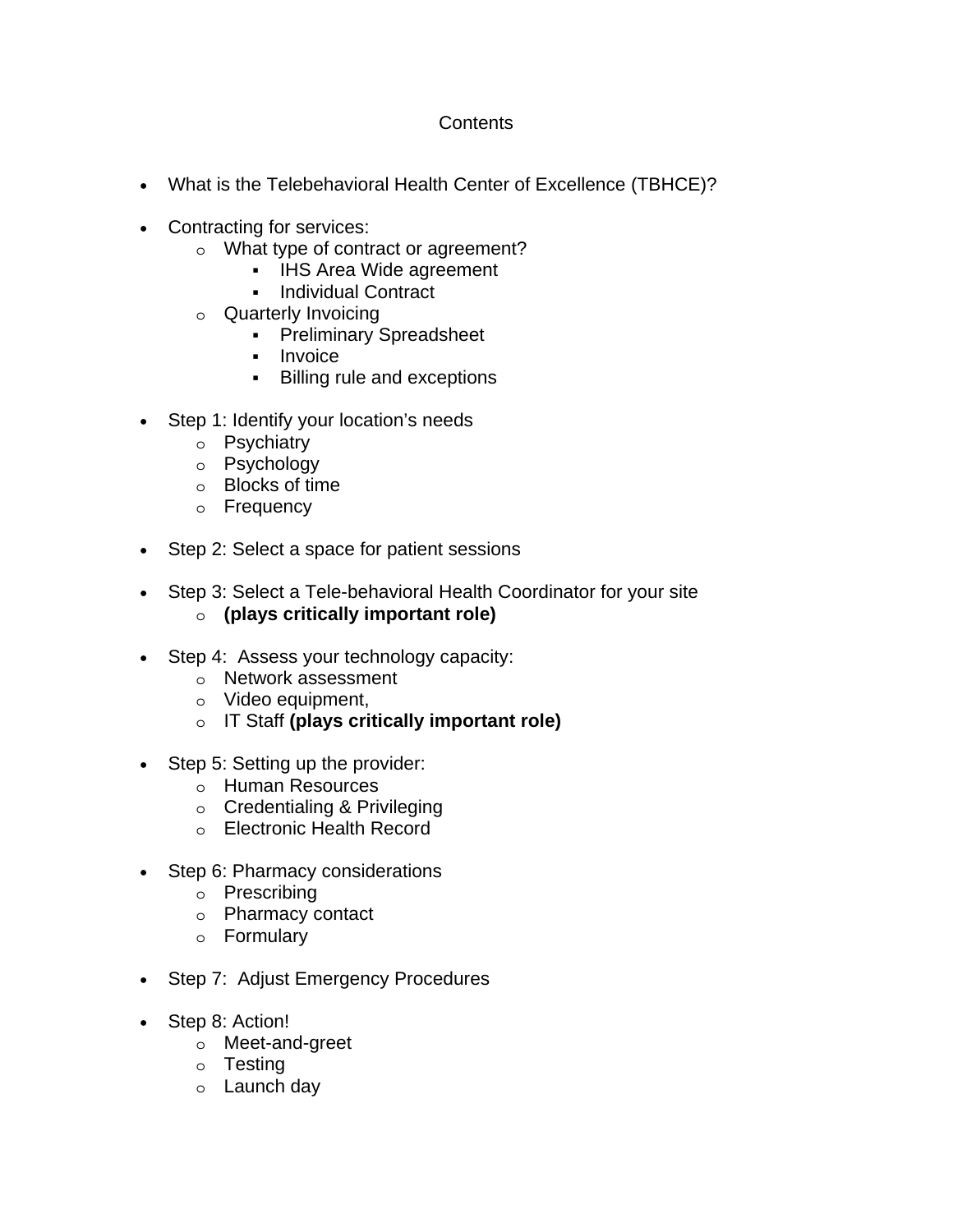# Contents

- What is the Telebehavioral Health Center of Excellence (TBHCE)?

- Contracting for services:
    - What type of contract or agreement?
        - IHS Area Wide agreement
        - Individual Contract
    - Quarterly Invoicing
        - Preliminary Spreadsheet
        - Invoice
        - Billing rule and exceptions

- Step 1: Identify your location's needs
    - Psychiatry
    - Psychology
    - Blocks of time
    - Frequency

- Step 2: Select a space for patient sessions

- Step 3: Select a Tele-behavioral Health Coordinator for your site
    - **(plays critically important role)**

- Step 4: Assess your technology capacity:
    - Network assessment
    - Video equipment,
    - IT Staff **(plays critically important role)**

- Step 5: Setting up the provider:
    - Human Resources
    - Credentialing & Privileging
    - Electronic Health Record

- Step 6: Pharmacy considerations
    - Prescribing
    - Pharmacy contact
    - Formulary

- Step 7: Adjust Emergency Procedures

- Step 8: Action!
    - Meet-and-greet
    - Testing
    - Launch day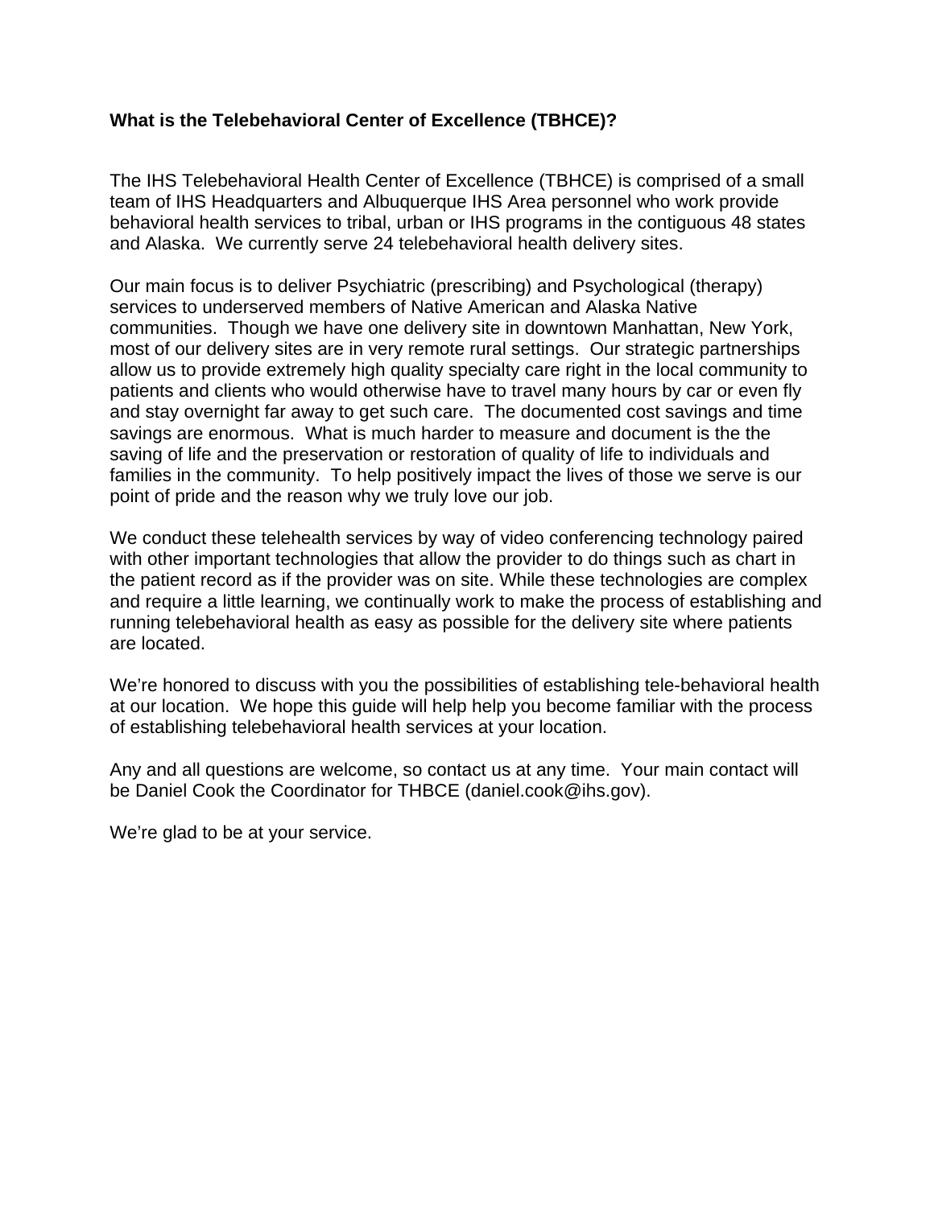**What is the Telebehavioral Center of Excellence (TBHCE)?**

The IHS Telebehavioral Health Center of Excellence (TBHCE) is comprised of a small team of IHS Headquarters and Albuquerque IHS Area personnel who work provide behavioral health services to tribal, urban or IHS programs in the contiguous 48 states and Alaska. We currently serve 24 telebehavioral health delivery sites.

Our main focus is to deliver Psychiatric (prescribing) and Psychological (therapy) services to underserved members of Native American and Alaska Native communities. Though we have one delivery site in downtown Manhattan, New York, most of our delivery sites are in very remote rural settings. Our strategic partnerships allow us to provide extremely high quality specialty care right in the local community to patients and clients who would otherwise have to travel many hours by car or even fly and stay overnight far away to get such care. The documented cost savings and time savings are enormous. What is much harder to measure and document is the the saving of life and the preservation or restoration of quality of life to individuals and families in the community. To help positively impact the lives of those we serve is our point of pride and the reason why we truly love our job.

We conduct these telehealth services by way of video conferencing technology paired with other important technologies that allow the provider to do things such as chart in the patient record as if the provider was on site. While these technologies are complex and require a little learning, we continually work to make the process of establishing and running telebehavioral health as easy as possible for the delivery site where patients are located.

We're honored to discuss with you the possibilities of establishing tele-behavioral health at our location. We hope this guide will help help you become familiar with the process of establishing telebehavioral health services at your location.

Any and all questions are welcome, so contact us at any time. Your main contact will be Daniel Cook the Coordinator for THBCE (daniel.cook@ihs.gov).

We're glad to be at your service.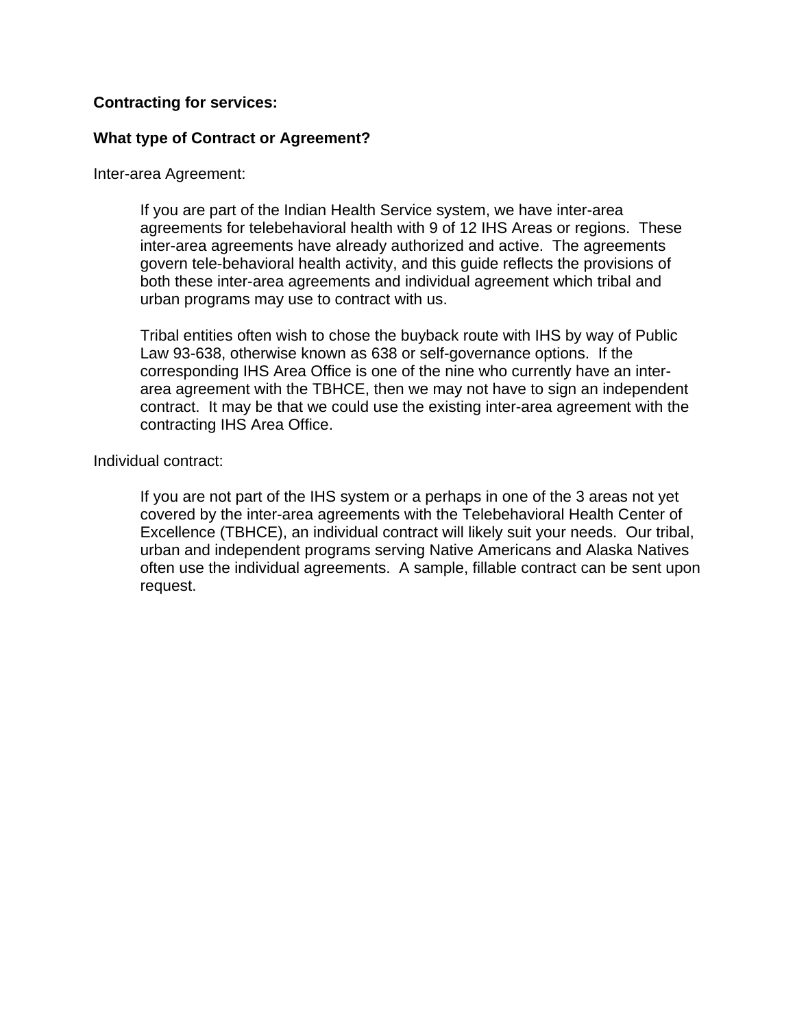**Contracting for services:**

**What type of Contract or Agreement?**

Inter-area Agreement:

> If you are part of the Indian Health Service system, we have inter-area agreements for telebehavioral health with 9 of 12 IHS Areas or regions. These inter-area agreements have already authorized and active. The agreements govern tele-behavioral health activity, and this guide reflects the provisions of both these inter-area agreements and individual agreement which tribal and urban programs may use to contract with us.
>
> Tribal entities often wish to chose the buyback route with IHS by way of Public Law 93-638, otherwise known as 638 or self-governance options. If the corresponding IHS Area Office is one of the nine who currently have an inter-area agreement with the TBHCE, then we may not have to sign an independent contract. It may be that we could use the existing inter-area agreement with the contracting IHS Area Office.

Individual contract:

> If you are not part of the IHS system or a perhaps in one of the 3 areas not yet covered by the inter-area agreements with the Telebehavioral Health Center of Excellence (TBHCE), an individual contract will likely suit your needs. Our tribal, urban and independent programs serving Native Americans and Alaska Natives often use the individual agreements. A sample, fillable contract can be sent upon request.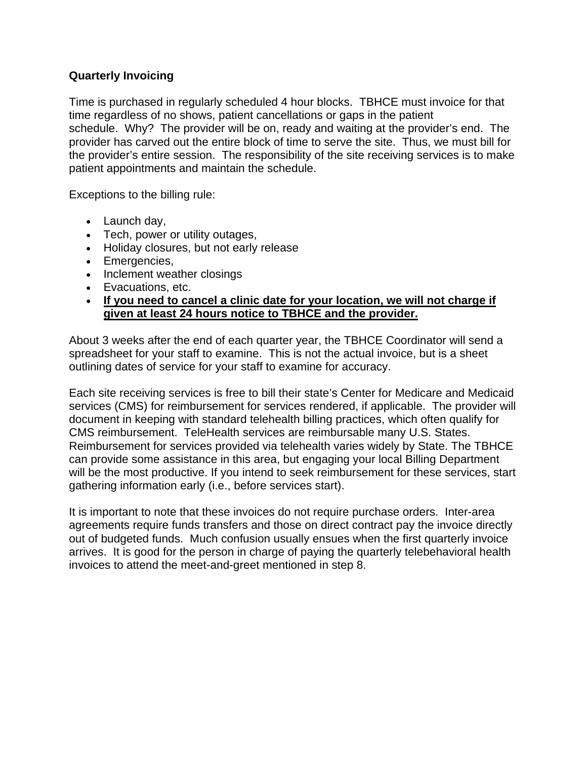**Quarterly Invoicing**

Time is purchased in regularly scheduled 4 hour blocks. TBHCE must invoice for that time regardless of no shows, patient cancellations or gaps in the patient schedule. Why? The provider will be on, ready and waiting at the provider's end. The provider has carved out the entire block of time to serve the site. Thus, we must bill for the provider's entire session. The responsibility of the site receiving services is to make patient appointments and maintain the schedule.

Exceptions to the billing rule:

- Launch day,
- Tech, power or utility outages,
- Holiday closures, but not early release
- Emergencies,
- Inclement weather closings
- Evacuations, etc.
- **<u>If you need to cancel a clinic date for your location, we will not charge if given at least 24 hours notice to TBHCE and the provider.</u>**

About 3 weeks after the end of each quarter year, the TBHCE Coordinator will send a spreadsheet for your staff to examine. This is not the actual invoice, but is a sheet outlining dates of service for your staff to examine for accuracy.

Each site receiving services is free to bill their state's Center for Medicare and Medicaid services (CMS) for reimbursement for services rendered, if applicable. The provider will document in keeping with standard telehealth billing practices, which often qualify for CMS reimbursement. TeleHealth services are reimbursable many U.S. States. Reimbursement for services provided via telehealth varies widely by State. The TBHCE can provide some assistance in this area, but engaging your local Billing Department will be the most productive. If you intend to seek reimbursement for these services, start gathering information early (i.e., before services start).

It is important to note that these invoices do not require purchase orders. Inter-area agreements require funds transfers and those on direct contract pay the invoice directly out of budgeted funds. Much confusion usually ensues when the first quarterly invoice arrives. It is good for the person in charge of paying the quarterly telebehavioral health invoices to attend the meet-and-greet mentioned in step 8.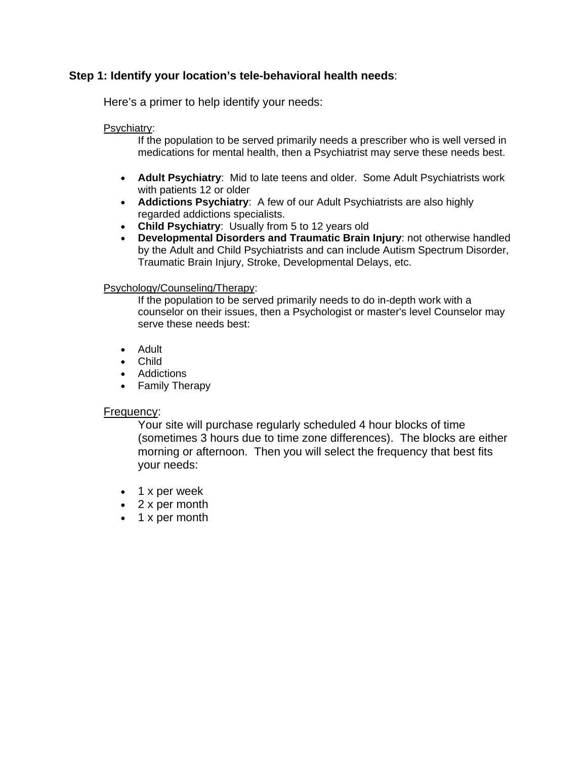**Step 1: Identify your location's tele-behavioral health needs**:

Here's a primer to help identify your needs:

Psychiatry:

If the population to be served primarily needs a prescriber who is well versed in medications for mental health, then a Psychiatrist may serve these needs best.

- **Adult Psychiatry**: Mid to late teens and older. Some Adult Psychiatrists work with patients 12 or older
- **Addictions Psychiatry**: A few of our Adult Psychiatrists are also highly regarded addictions specialists.
- **Child Psychiatry**: Usually from 5 to 12 years old
- **Developmental Disorders and Traumatic Brain Injury**: not otherwise handled by the Adult and Child Psychiatrists and can include Autism Spectrum Disorder, Traumatic Brain Injury, Stroke, Developmental Delays, etc.

Psychology/Counseling/Therapy:

If the population to be served primarily needs to do in-depth work with a counselor on their issues, then a Psychologist or master's level Counselor may serve these needs best:

- Adult
- Child
- Addictions
- Family Therapy

Frequency:

Your site will purchase regularly scheduled 4 hour blocks of time (sometimes 3 hours due to time zone differences). The blocks are either morning or afternoon. Then you will select the frequency that best fits your needs:

- 1 x per week
- 2 x per month
- 1 x per month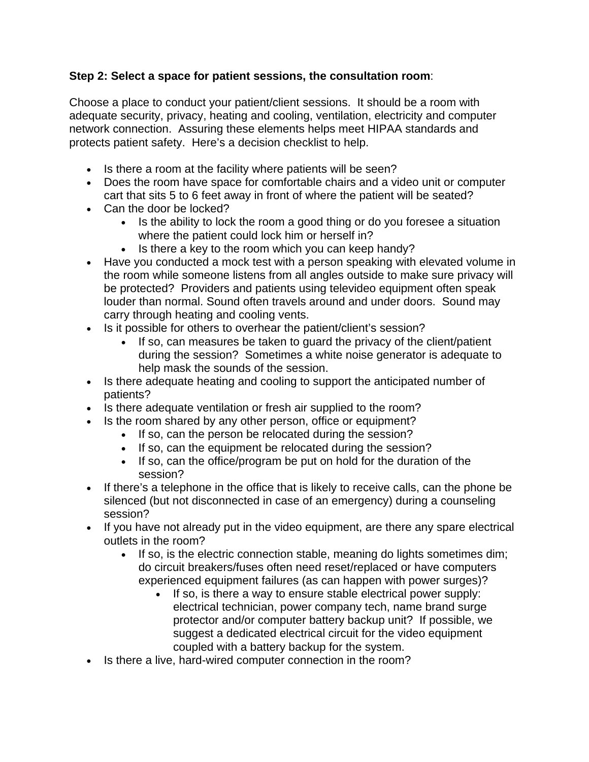**Step 2: Select a space for patient sessions, the consultation room**:

Choose a place to conduct your patient/client sessions. It should be a room with adequate security, privacy, heating and cooling, ventilation, electricity and computer network connection. Assuring these elements helps meet HIPAA standards and protects patient safety. Here's a decision checklist to help.

- Is there a room at the facility where patients will be seen?
- Does the room have space for comfortable chairs and a video unit or computer cart that sits 5 to 6 feet away in front of where the patient will be seated?
- Can the door be locked?
  - Is the ability to lock the room a good thing or do you foresee a situation where the patient could lock him or herself in?
  - Is there a key to the room which you can keep handy?
- Have you conducted a mock test with a person speaking with elevated volume in the room while someone listens from all angles outside to make sure privacy will be protected? Providers and patients using televideo equipment often speak louder than normal. Sound often travels around and under doors. Sound may carry through heating and cooling vents.
- Is it possible for others to overhear the patient/client's session?
  - If so, can measures be taken to guard the privacy of the client/patient during the session? Sometimes a white noise generator is adequate to help mask the sounds of the session.
- Is there adequate heating and cooling to support the anticipated number of patients?
- Is there adequate ventilation or fresh air supplied to the room?
- Is the room shared by any other person, office or equipment?
  - If so, can the person be relocated during the session?
  - If so, can the equipment be relocated during the session?
  - If so, can the office/program be put on hold for the duration of the session?
- If there's a telephone in the office that is likely to receive calls, can the phone be silenced (but not disconnected in case of an emergency) during a counseling session?
- If you have not already put in the video equipment, are there any spare electrical outlets in the room?
  - If so, is the electric connection stable, meaning do lights sometimes dim; do circuit breakers/fuses often need reset/replaced or have computers experienced equipment failures (as can happen with power surges)?
    - If so, is there a way to ensure stable electrical power supply: electrical technician, power company tech, name brand surge protector and/or computer battery backup unit? If possible, we suggest a dedicated electrical circuit for the video equipment coupled with a battery backup for the system.
- Is there a live, hard-wired computer connection in the room?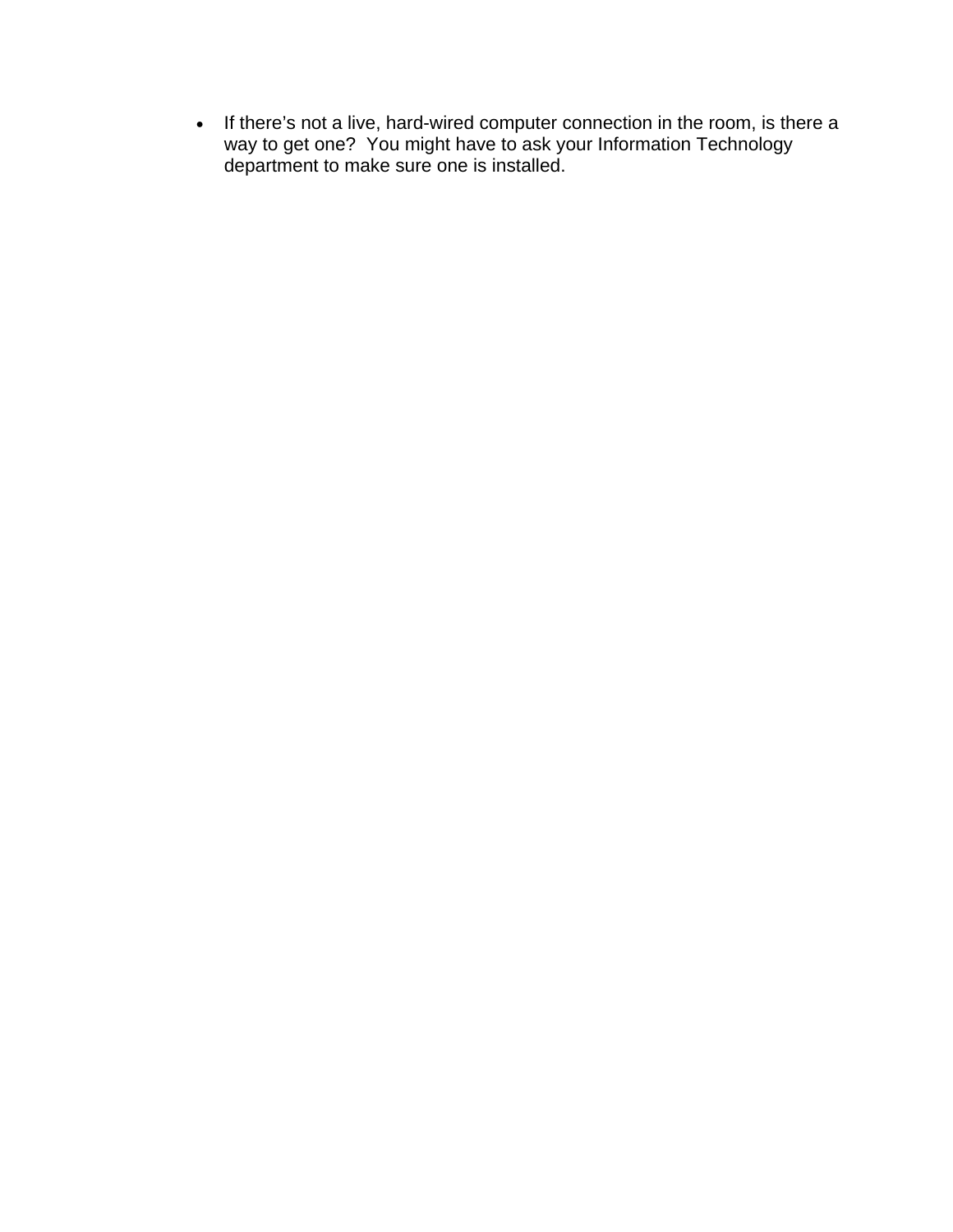- If there's not a live, hard-wired computer connection in the room, is there a way to get one?  You might have to ask your Information Technology department to make sure one is installed.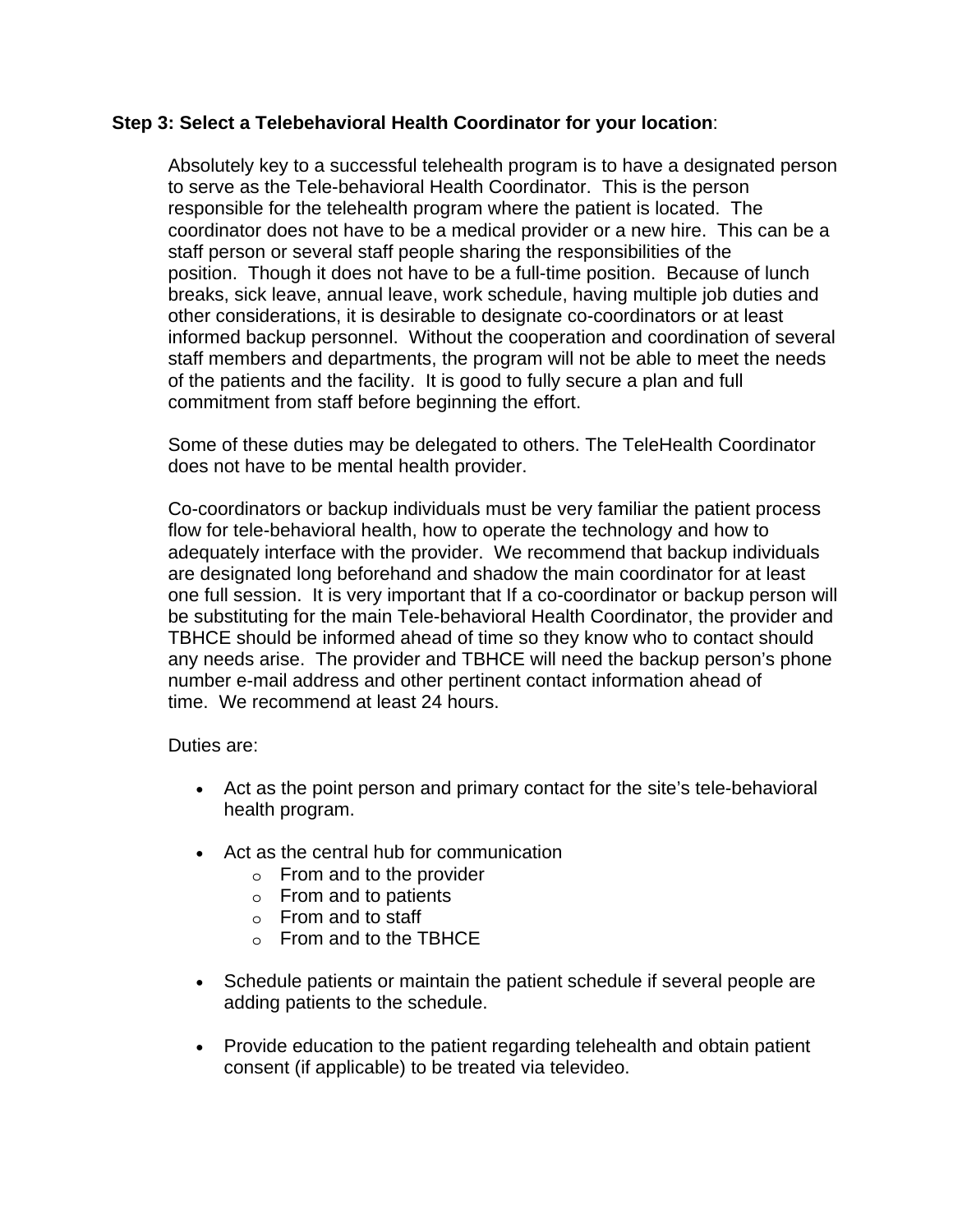**Step 3: Select a Telebehavioral Health Coordinator for your location**:

Absolutely key to a successful telehealth program is to have a designated person to serve as the Tele-behavioral Health Coordinator. This is the person responsible for the telehealth program where the patient is located. The coordinator does not have to be a medical provider or a new hire. This can be a staff person or several staff people sharing the responsibilities of the position. Though it does not have to be a full-time position. Because of lunch breaks, sick leave, annual leave, work schedule, having multiple job duties and other considerations, it is desirable to designate co-coordinators or at least informed backup personnel. Without the cooperation and coordination of several staff members and departments, the program will not be able to meet the needs of the patients and the facility. It is good to fully secure a plan and full commitment from staff before beginning the effort.

Some of these duties may be delegated to others. The TeleHealth Coordinator does not have to be mental health provider.

Co-coordinators or backup individuals must be very familiar the patient process flow for tele-behavioral health, how to operate the technology and how to adequately interface with the provider. We recommend that backup individuals are designated long beforehand and shadow the main coordinator for at least one full session. It is very important that If a co-coordinator or backup person will be substituting for the main Tele-behavioral Health Coordinator, the provider and TBHCE should be informed ahead of time so they know who to contact should any needs arise. The provider and TBHCE will need the backup person's phone number e-mail address and other pertinent contact information ahead of time. We recommend at least 24 hours.

Duties are:

- Act as the point person and primary contact for the site's tele-behavioral health program.

- Act as the central hub for communication
  - From and to the provider
  - From and to patients
  - From and to staff
  - From and to the TBHCE

- Schedule patients or maintain the patient schedule if several people are adding patients to the schedule.

- Provide education to the patient regarding telehealth and obtain patient consent (if applicable) to be treated via televideo.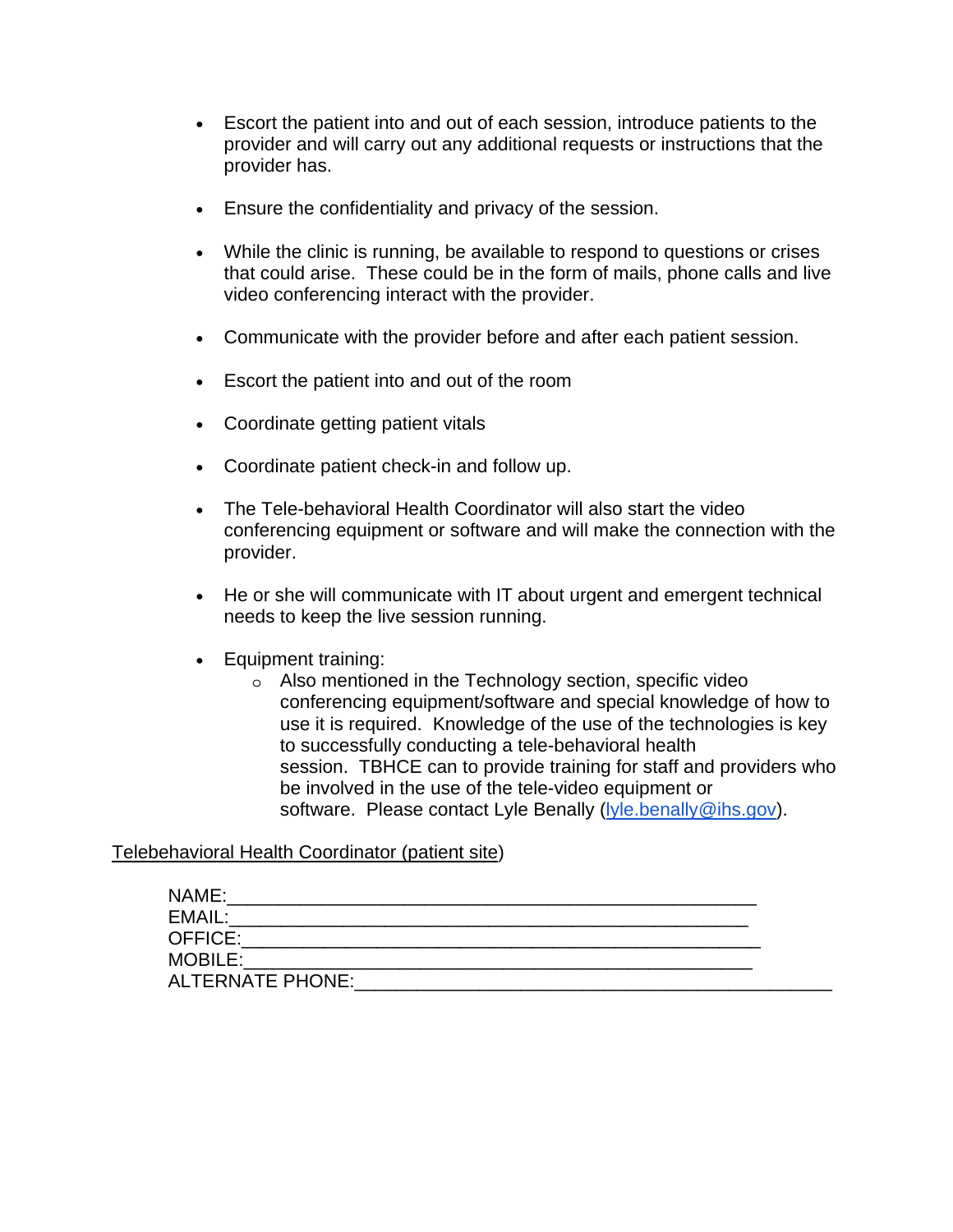- Escort the patient into and out of each session, introduce patients to the provider and will carry out any additional requests or instructions that the provider has.

- Ensure the confidentiality and privacy of the session.

- While the clinic is running, be available to respond to questions or crises that could arise. These could be in the form of mails, phone calls and live video conferencing interact with the provider.

- Communicate with the provider before and after each patient session.

- Escort the patient into and out of the room

- Coordinate getting patient vitals

- Coordinate patient check-in and follow up.

- The Tele-behavioral Health Coordinator will also start the video conferencing equipment or software and will make the connection with the provider.

- He or she will communicate with IT about urgent and emergent technical needs to keep the live session running.

- Equipment training:
    - Also mentioned in the Technology section, specific video conferencing equipment/software and special knowledge of how to use it is required. Knowledge of the use of the technologies is key to successfully conducting a tele-behavioral health session. TBHCE can to provide training for staff and providers who be involved in the use of the tele-video equipment or software. Please contact Lyle Benally (lyle.benally@ihs.gov).

<u>Telebehavioral Health Coordinator (patient site)</u>

NAME:_______________________________________________
EMAIL:______________________________________________
OFFICE:______________________________________________
MOBILE:_____________________________________________
ALTERNATE PHONE:_____________________________________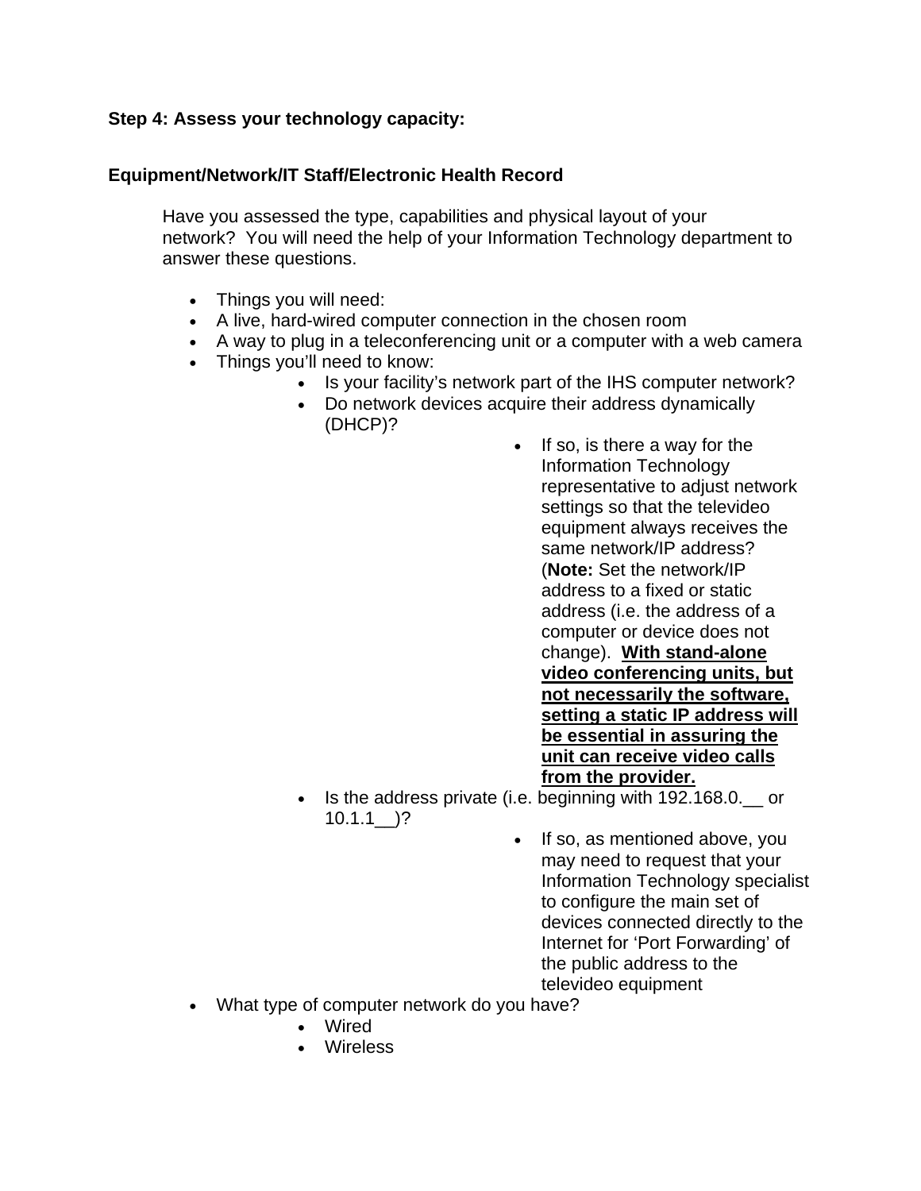**Step 4: Assess your technology capacity:**

**Equipment/Network/IT Staff/Electronic Health Record**

Have you assessed the type, capabilities and physical layout of your network? You will need the help of your Information Technology department to answer these questions.

- Things you will need:
- A live, hard-wired computer connection in the chosen room
- A way to plug in a teleconferencing unit or a computer with a web camera
- Things you'll need to know:
    - Is your facility's network part of the IHS computer network?
    - Do network devices acquire their address dynamically (DHCP)?
        - If so, is there a way for the Information Technology representative to adjust network settings so that the televideo equipment always receives the same network/IP address? (**Note:** Set the network/IP address to a fixed or static address (i.e. the address of a computer or device does not change). <u>**With stand-alone video conferencing units, but not necessarily the software, setting a static IP address will be essential in assuring the unit can receive video calls from the provider.**</u>
    - Is the address private (i.e. beginning with 192.168.0.__ or 10.1.1__)?
        - If so, as mentioned above, you may need to request that your Information Technology specialist to configure the main set of devices connected directly to the Internet for 'Port Forwarding' of the public address to the televideo equipment
- What type of computer network do you have?
    - Wired
    - Wireless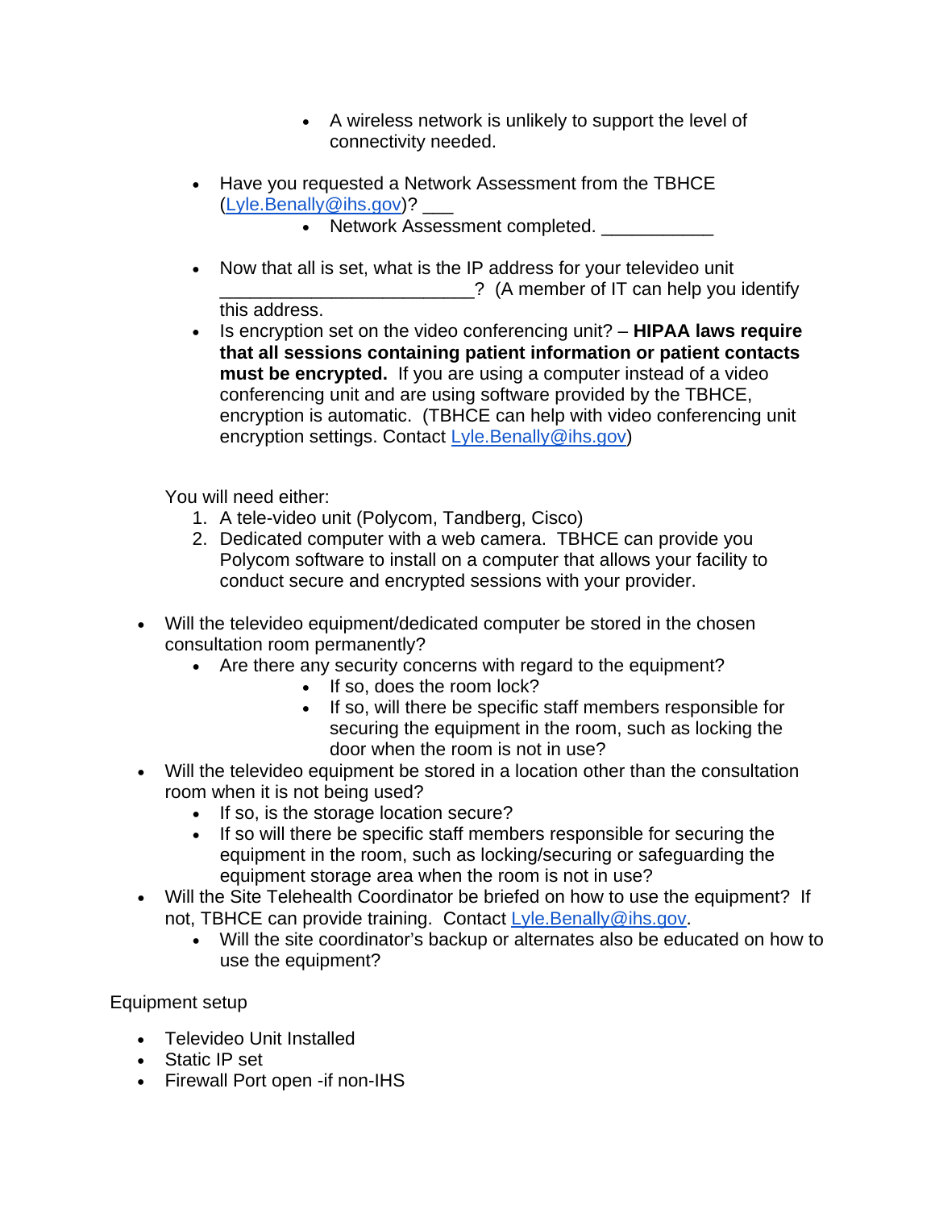- A wireless network is unlikely to support the level of connectivity needed.

  - Have you requested a Network Assessment from the TBHCE ([Lyle.Benally@ihs.gov](mailto:Lyle.Benally@ihs.gov))? ___
    - Network Assessment completed. ___________

  - Now that all is set, what is the IP address for your televideo unit _________________________? (A member of IT can help you identify this address.
  - Is encryption set on the video conferencing unit? – **HIPAA laws require that all sessions containing patient information or patient contacts must be encrypted.** If you are using a computer instead of a video conferencing unit and are using software provided by the TBHCE, encryption is automatic. (TBHCE can help with video conferencing unit encryption settings. Contact [Lyle.Benally@ihs.gov](mailto:Lyle.Benally@ihs.gov))

You will need either:

1. A tele-video unit (Polycom, Tandberg, Cisco)
2. Dedicated computer with a web camera. TBHCE can provide you Polycom software to install on a computer that allows your facility to conduct secure and encrypted sessions with your provider.

- Will the televideo equipment/dedicated computer be stored in the chosen consultation room permanently?
  - Are there any security concerns with regard to the equipment?
    - If so, does the room lock?
    - If so, will there be specific staff members responsible for securing the equipment in the room, such as locking the door when the room is not in use?
- Will the televideo equipment be stored in a location other than the consultation room when it is not being used?
  - If so, is the storage location secure?
  - If so will there be specific staff members responsible for securing the equipment in the room, such as locking/securing or safeguarding the equipment storage area when the room is not in use?
- Will the Site Telehealth Coordinator be briefed on how to use the equipment? If not, TBHCE can provide training. Contact [Lyle.Benally@ihs.gov](mailto:Lyle.Benally@ihs.gov).
  - Will the site coordinator's backup or alternates also be educated on how to use the equipment?

Equipment setup

- Televideo Unit Installed
- Static IP set
- Firewall Port open -if non-IHS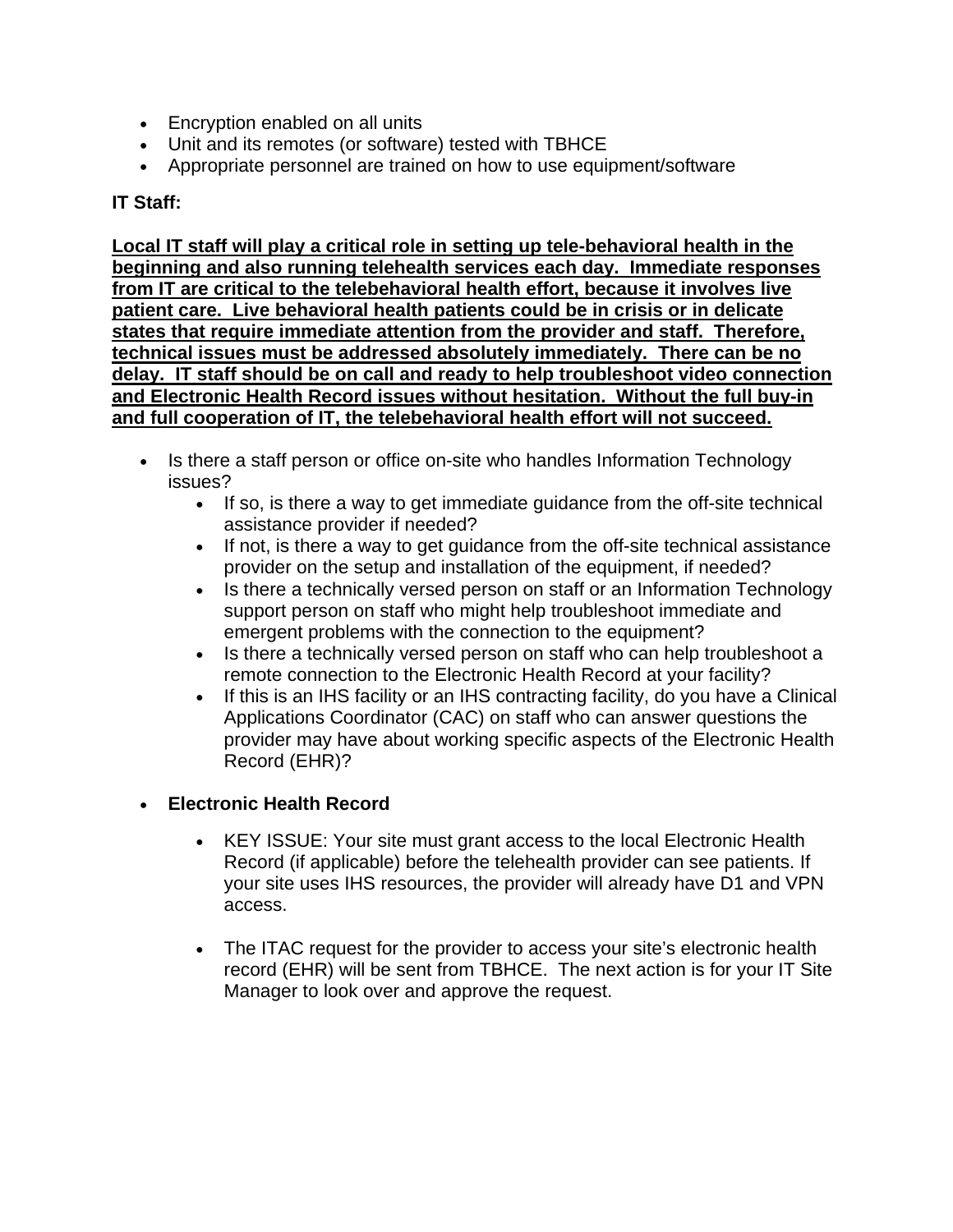- Encryption enabled on all units
- Unit and its remotes (or software) tested with TBHCE
- Appropriate personnel are trained on how to use equipment/software

**IT Staff:**

**<u>Local IT staff will play a critical role in setting up tele-behavioral health in the beginning and also running telehealth services each day. Immediate responses from IT are critical to the telebehavioral health effort, because it involves live patient care. Live behavioral health patients could be in crisis or in delicate states that require immediate attention from the provider and staff. Therefore, technical issues must be addressed absolutely immediately. There can be no delay. IT staff should be on call and ready to help troubleshoot video connection and Electronic Health Record issues without hesitation. Without the full buy-in and full cooperation of IT, the telebehavioral health effort will not succeed.</u>**

- Is there a staff person or office on-site who handles Information Technology issues?
    - If so, is there a way to get immediate guidance from the off-site technical assistance provider if needed?
    - If not, is there a way to get guidance from the off-site technical assistance provider on the setup and installation of the equipment, if needed?
    - Is there a technically versed person on staff or an Information Technology support person on staff who might help troubleshoot immediate and emergent problems with the connection to the equipment?
    - Is there a technically versed person on staff who can help troubleshoot a remote connection to the Electronic Health Record at your facility?
    - If this is an IHS facility or an IHS contracting facility, do you have a Clinical Applications Coordinator (CAC) on staff who can answer questions the provider may have about working specific aspects of the Electronic Health Record (EHR)?

- **Electronic Health Record**

    - KEY ISSUE: Your site must grant access to the local Electronic Health Record (if applicable) before the telehealth provider can see patients. If your site uses IHS resources, the provider will already have D1 and VPN access.

    - The ITAC request for the provider to access your site's electronic health record (EHR) will be sent from TBHCE. The next action is for your IT Site Manager to look over and approve the request.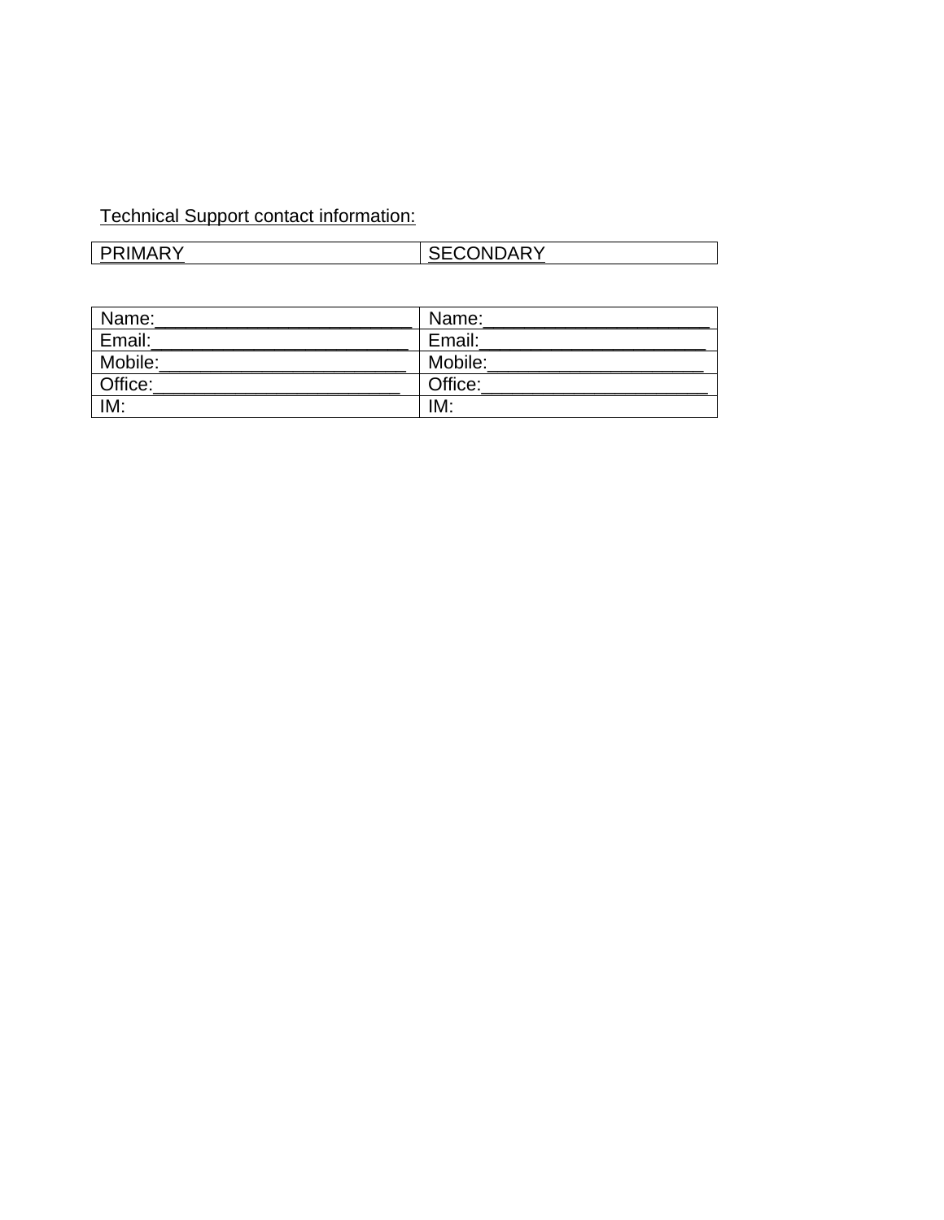Technical Support contact information:

| PRIMARY | SECONDARY |
|---|---|

| Name:_________________________ | Name:_____________________ |
|---|---|
| Email:_________________________ | Email:_____________________ |
| Mobile:________________________ | Mobile:____________________ |
| Office:________________________ | Office:_____________________ |
| IM: | IM: |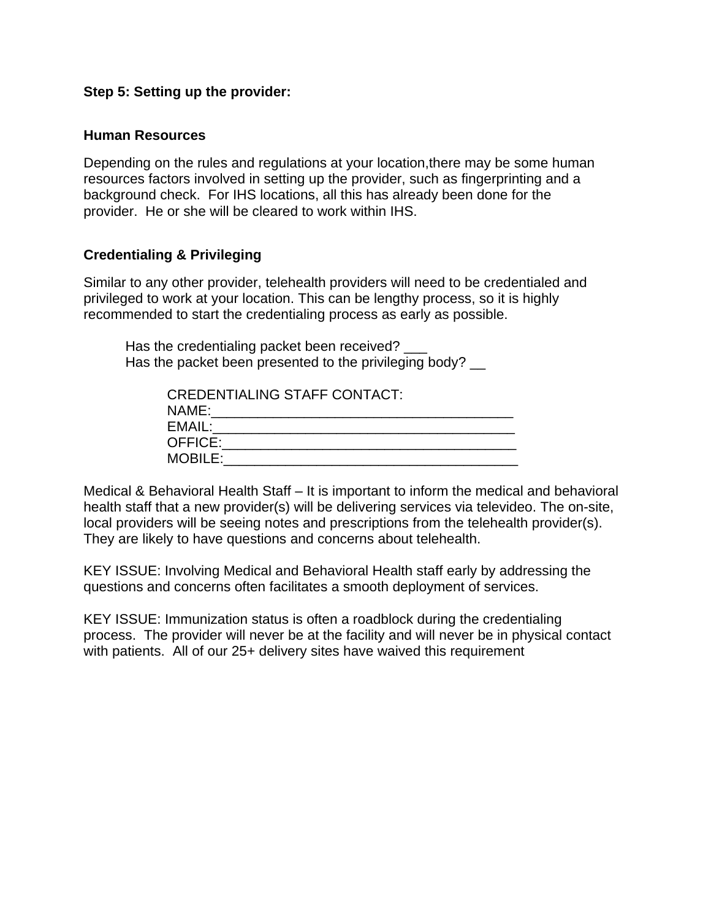**Step 5: Setting up the provider:**

**Human Resources**

Depending on the rules and regulations at your location,there may be some human resources factors involved in setting up the provider, such as fingerprinting and a background check. For IHS locations, all this has already been done for the provider. He or she will be cleared to work within IHS.

**Credentialing & Privileging**

Similar to any other provider, telehealth providers will need to be credentialed and privileged to work at your location. This can be lengthy process, so it is highly recommended to start the credentialing process as early as possible.

Has the credentialing packet been received? ___
Has the packet been presented to the privileging body? __

CREDENTIALING STAFF CONTACT:
NAME:_______________________________________
EMAIL:_______________________________________
OFFICE:______________________________________
MOBILE:______________________________________

Medical & Behavioral Health Staff – It is important to inform the medical and behavioral health staff that a new provider(s) will be delivering services via televideo. The on-site, local providers will be seeing notes and prescriptions from the telehealth provider(s). They are likely to have questions and concerns about telehealth.

KEY ISSUE: Involving Medical and Behavioral Health staff early by addressing the questions and concerns often facilitates a smooth deployment of services.

KEY ISSUE: Immunization status is often a roadblock during the credentialing process. The provider will never be at the facility and will never be in physical contact with patients. All of our 25+ delivery sites have waived this requirement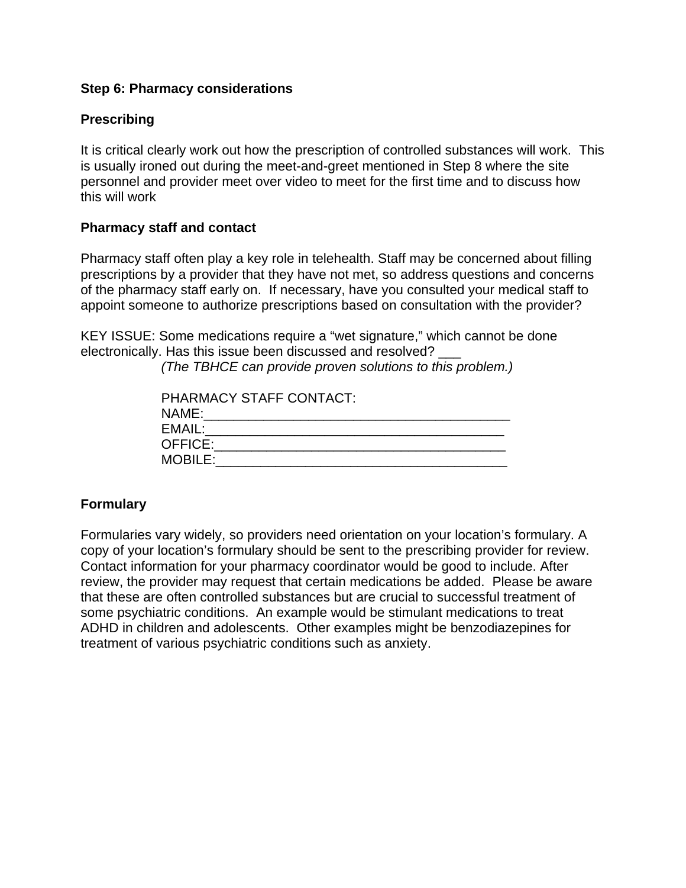**Step 6: Pharmacy considerations**

**Prescribing**

It is critical clearly work out how the prescription of controlled substances will work. This is usually ironed out during the meet-and-greet mentioned in Step 8 where the site personnel and provider meet over video to meet for the first time and to discuss how this will work

**Pharmacy staff and contact**

Pharmacy staff often play a key role in telehealth. Staff may be concerned about filling prescriptions by a provider that they have not met, so address questions and concerns of the pharmacy staff early on. If necessary, have you consulted your medical staff to appoint someone to authorize prescriptions based on consultation with the provider?

KEY ISSUE: Some medications require a "wet signature," which cannot be done electronically. Has this issue been discussed and resolved? ___

*(The TBHCE can provide proven solutions to this problem.)*

PHARMACY STAFF CONTACT:
NAME:________________________________________
EMAIL:_______________________________________
OFFICE:______________________________________
MOBILE:______________________________________

**Formulary**

Formularies vary widely, so providers need orientation on your location's formulary. A copy of your location's formulary should be sent to the prescribing provider for review. Contact information for your pharmacy coordinator would be good to include. After review, the provider may request that certain medications be added. Please be aware that these are often controlled substances but are crucial to successful treatment of some psychiatric conditions. An example would be stimulant medications to treat ADHD in children and adolescents. Other examples might be benzodiazepines for treatment of various psychiatric conditions such as anxiety.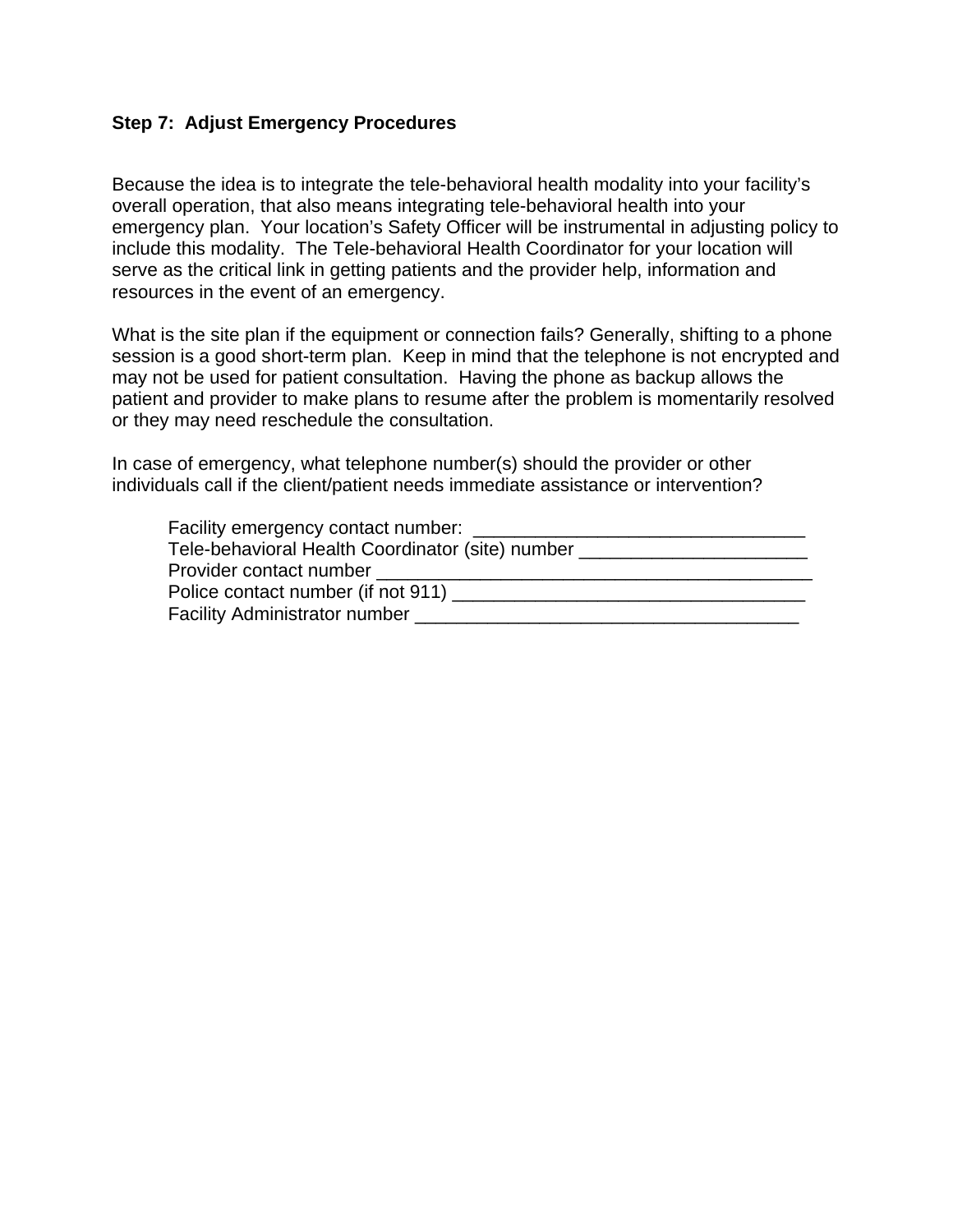**Step 7: Adjust Emergency Procedures**

Because the idea is to integrate the tele-behavioral health modality into your facility's overall operation, that also means integrating tele-behavioral health into your emergency plan. Your location's Safety Officer will be instrumental in adjusting policy to include this modality. The Tele-behavioral Health Coordinator for your location will serve as the critical link in getting patients and the provider help, information and resources in the event of an emergency.

What is the site plan if the equipment or connection fails? Generally, shifting to a phone session is a good short-term plan. Keep in mind that the telephone is not encrypted and may not be used for patient consultation. Having the phone as backup allows the patient and provider to make plans to resume after the problem is momentarily resolved or they may need reschedule the consultation.

In case of emergency, what telephone number(s) should the provider or other individuals call if the client/patient needs immediate assistance or intervention?

Facility emergency contact number: ________________________________
Tele-behavioral Health Coordinator (site) number ______________________
Provider contact number ___________________________________________
Police contact number (if not 911) ___________________________________
Facility Administrator number ______________________________________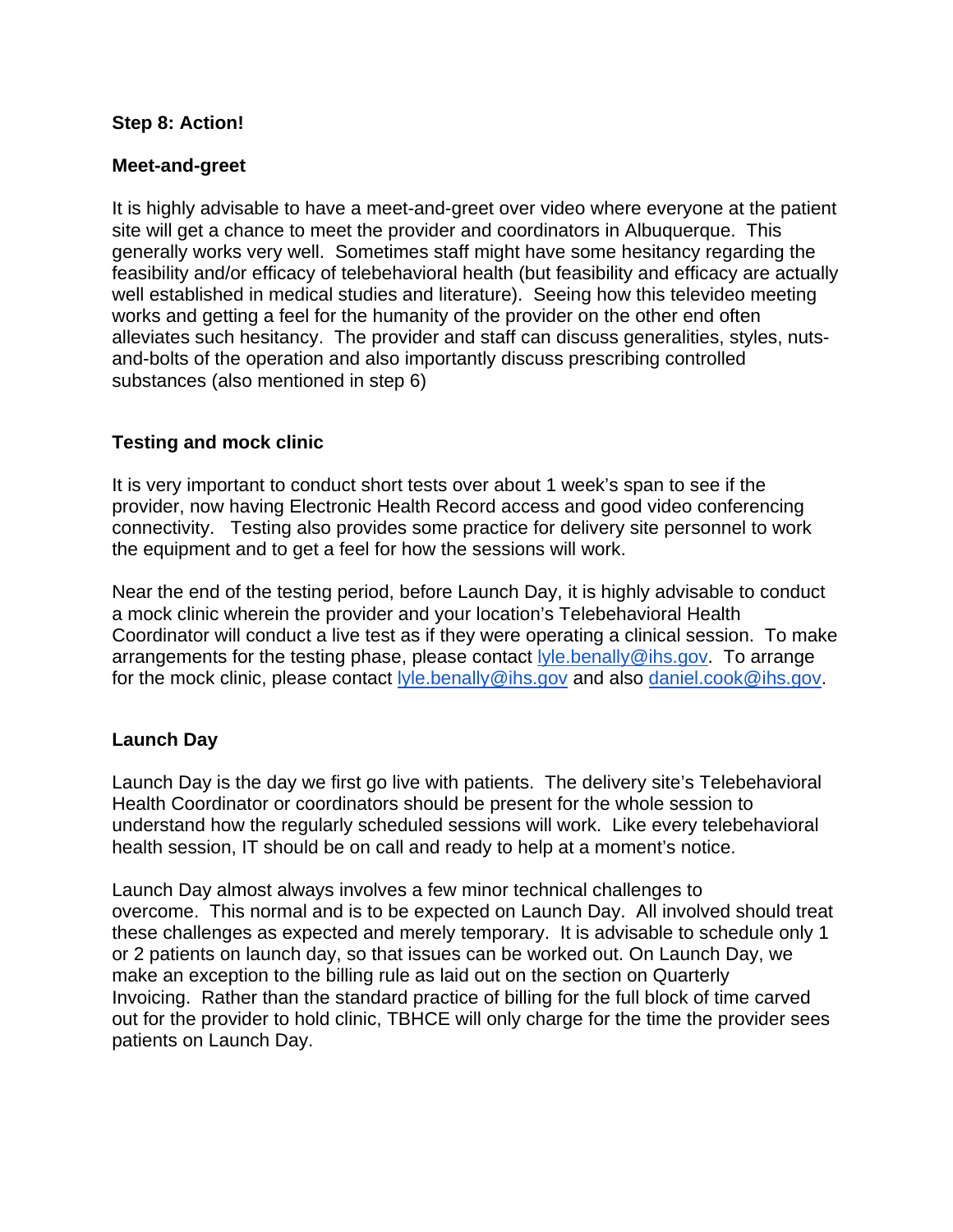**Step 8: Action!**

**Meet-and-greet**

It is highly advisable to have a meet-and-greet over video where everyone at the patient site will get a chance to meet the provider and coordinators in Albuquerque. This generally works very well. Sometimes staff might have some hesitancy regarding the feasibility and/or efficacy of telebehavioral health (but feasibility and efficacy are actually well established in medical studies and literature). Seeing how this televideo meeting works and getting a feel for the humanity of the provider on the other end often alleviates such hesitancy. The provider and staff can discuss generalities, styles, nuts-and-bolts of the operation and also importantly discuss prescribing controlled substances (also mentioned in step 6)

**Testing and mock clinic**

It is very important to conduct short tests over about 1 week's span to see if the provider, now having Electronic Health Record access and good video conferencing connectivity. Testing also provides some practice for delivery site personnel to work the equipment and to get a feel for how the sessions will work.

Near the end of the testing period, before Launch Day, it is highly advisable to conduct a mock clinic wherein the provider and your location's Telebehavioral Health Coordinator will conduct a live test as if they were operating a clinical session. To make arrangements for the testing phase, please contact lyle.benally@ihs.gov. To arrange for the mock clinic, please contact lyle.benally@ihs.gov and also daniel.cook@ihs.gov.

**Launch Day**

Launch Day is the day we first go live with patients. The delivery site's Telebehavioral Health Coordinator or coordinators should be present for the whole session to understand how the regularly scheduled sessions will work. Like every telebehavioral health session, IT should be on call and ready to help at a moment's notice.

Launch Day almost always involves a few minor technical challenges to overcome. This normal and is to be expected on Launch Day. All involved should treat these challenges as expected and merely temporary. It is advisable to schedule only 1 or 2 patients on launch day, so that issues can be worked out. On Launch Day, we make an exception to the billing rule as laid out on the section on Quarterly Invoicing. Rather than the standard practice of billing for the full block of time carved out for the provider to hold clinic, TBHCE will only charge for the time the provider sees patients on Launch Day.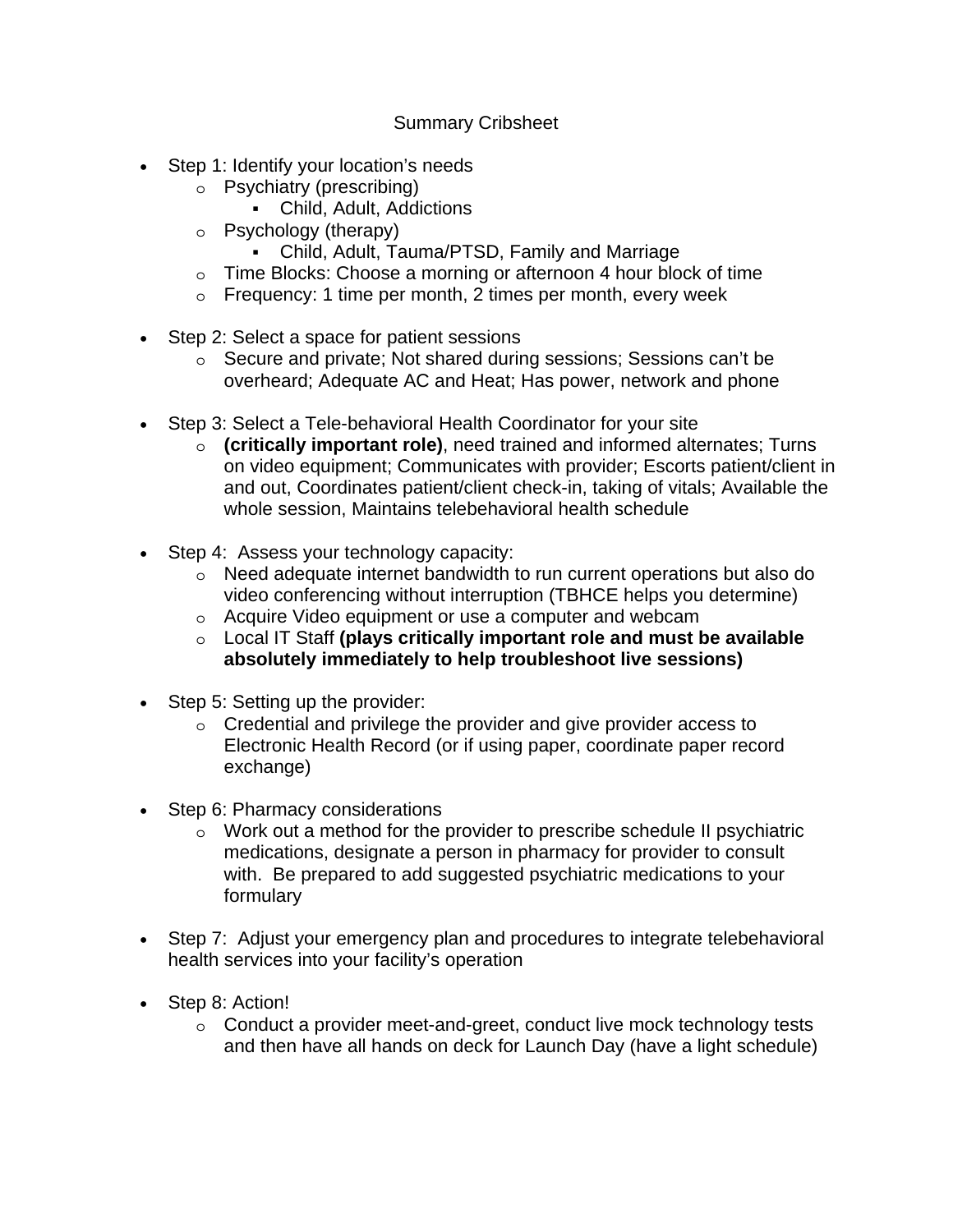# Summary Cribsheet

- Step 1: Identify your location's needs
  - Psychiatry (prescribing)
    - Child, Adult, Addictions
  - Psychology (therapy)
    - Child, Adult, Tauma/PTSD, Family and Marriage
  - Time Blocks: Choose a morning or afternoon 4 hour block of time
  - Frequency: 1 time per month, 2 times per month, every week

- Step 2: Select a space for patient sessions
  - Secure and private; Not shared during sessions; Sessions can't be overheard; Adequate AC and Heat; Has power, network and phone

- Step 3: Select a Tele-behavioral Health Coordinator for your site
  - **(critically important role)**, need trained and informed alternates; Turns on video equipment; Communicates with provider; Escorts patient/client in and out, Coordinates patient/client check-in, taking of vitals; Available the whole session, Maintains telebehavioral health schedule

- Step 4: Assess your technology capacity:
  - Need adequate internet bandwidth to run current operations but also do video conferencing without interruption (TBHCE helps you determine)
  - Acquire Video equipment or use a computer and webcam
  - Local IT Staff **(plays critically important role and must be available absolutely immediately to help troubleshoot live sessions)**

- Step 5: Setting up the provider:
  - Credential and privilege the provider and give provider access to Electronic Health Record (or if using paper, coordinate paper record exchange)

- Step 6: Pharmacy considerations
  - Work out a method for the provider to prescribe schedule II psychiatric medications, designate a person in pharmacy for provider to consult with. Be prepared to add suggested psychiatric medications to your formulary

- Step 7: Adjust your emergency plan and procedures to integrate telebehavioral health services into your facility's operation

- Step 8: Action!
  - Conduct a provider meet-and-greet, conduct live mock technology tests and then have all hands on deck for Launch Day (have a light schedule)